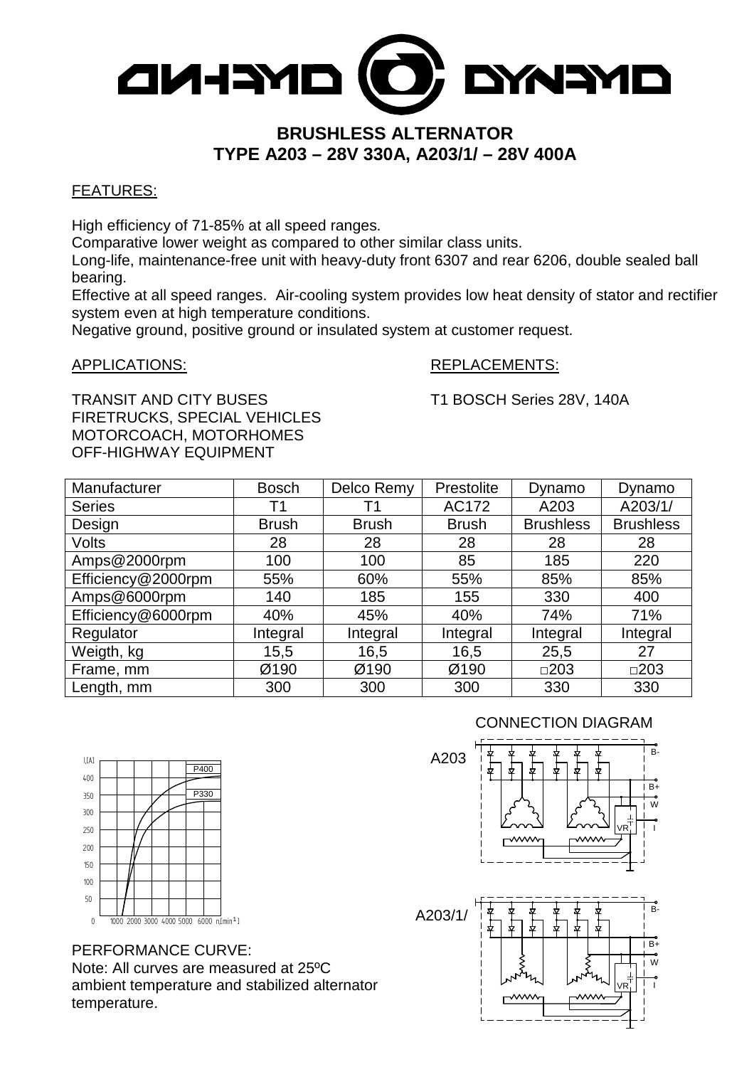# BRUSHLESS ALTERNATOR
# TYPE A203 – 28V 330A, A203/1/ – 28V 400A

FEATURES:

High efficiency of 71-85% at all speed ranges.
Comparative lower weight as compared to other similar class units.
Long-life, maintenance-free unit with heavy-duty front 6307 and rear 6206, double sealed ball bearing.
Effective at all speed ranges. Air-cooling system provides low heat density of stator and rectifier system even at high temperature conditions.
Negative ground, positive ground or insulated system at customer request.

APPLICATIONS:

TRANSIT AND CITY BUSES
FIRETRUCKS, SPECIAL VEHICLES
MOTORCOACH, MOTORHOMES
OFF-HIGHWAY EQUIPMENT

REPLACEMENTS:

T1 BOSCH Series 28V, 140A

| Manufacturer | Bosch | Delco Remy | Prestolite | Dynamo | Dynamo |
|---|---|---|---|---|---|
| Series | T1 | T1 | AC172 | A203 | A203/1/ |
| Design | Brush | Brush | Brush | Brushless | Brushless |
| Volts | 28 | 28 | 28 | 28 | 28 |
| Amps@2000rpm | 100 | 100 | 85 | 185 | 220 |
| Efficiency@2000rpm | 55% | 60% | 55% | 85% | 85% |
| Amps@6000rpm | 140 | 185 | 155 | 330 | 400 |
| Efficiency@6000rpm | 40% | 45% | 40% | 74% | 71% |
| Regulator | Integral | Integral | Integral | Integral | Integral |
| Weigth, kg | 15,5 | 16,5 | 16,5 | 25,5 | 27 |
| Frame, mm | Ø190 | Ø190 | Ø190 | □203 | □203 |
| Length, mm | 300 | 300 | 300 | 330 | 330 |

PERFORMANCE CURVE:
Note: All curves are measured at 25ºC ambient temperature and stabilized alternator temperature.

CONNECTION DIAGRAM

A203

A203/1/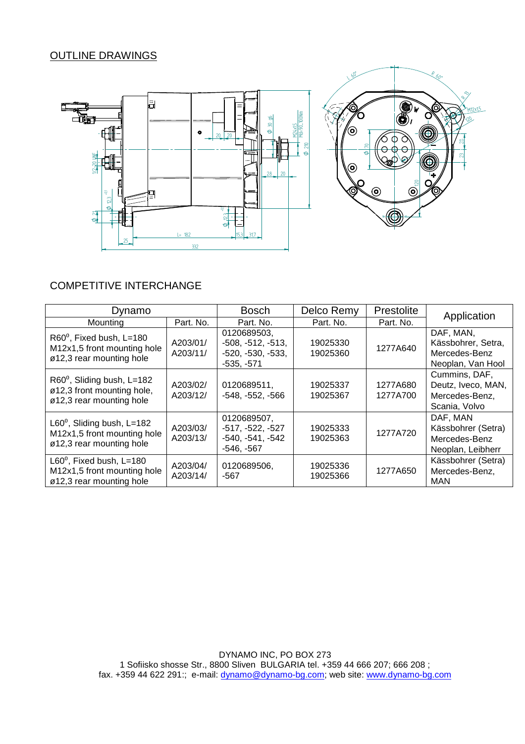## OUTLINE DRAWINGS

## COMPETITIVE INTERCHANGE

| Dynamo | | Bosch | Delco Remy | Prestolite | Application |
|---|---|---|---|---|---|
| Mounting | Part. No. | Part. No. | Part. No. | Part. No. | |
| R60$^{0}$, Fixed bush, L=180<br>M12x1,5 front mounting hole<br>ø12,3 rear mounting hole | A203/01/<br>A203/11/ | 0120689503,<br>-508, -512, -513,<br>-520, -530, -533,<br>-535, -571 | 19025330<br>19025360 | 1277A640 | DAF, MAN,<br>Kässbohrer, Setra,<br>Mercedes-Benz<br>Neoplan, Van Hool |
| R60$^{0}$, Sliding bush, L=182<br>ø12,3 front mounting hole,<br>ø12,3 rear mounting hole | A203/02/<br>A203/12/ | 0120689511,<br>-548, -552, -566 | 19025337<br>19025367 | 1277A680<br>1277A700 | Cummins, DAF,<br>Deutz, Iveco, MAN,<br>Mercedes-Benz,<br>Scania, Volvo |
| L60$^{0}$, Sliding bush, L=182<br>M12x1,5 front mounting hole<br>ø12,3 rear mounting hole | A203/03/<br>A203/13/ | 0120689507,<br>-517, -522, -527<br>-540, -541, -542<br>-546, -567 | 19025333<br>19025363 | 1277A720 | DAF, MAN<br>Kässbohrer (Setra)<br>Mercedes-Benz<br>Neoplan, Leibherr |
| L60$^{0}$, Fixed bush, L=180<br>M12x1,5 front mounting hole<br>ø12,3 rear mounting hole | A203/04/<br>A203/14/ | 0120689506,<br>-567 | 19025336<br>19025366 | 1277A650 | Kässbohrer (Setra)<br>Mercedes-Benz,<br>MAN |